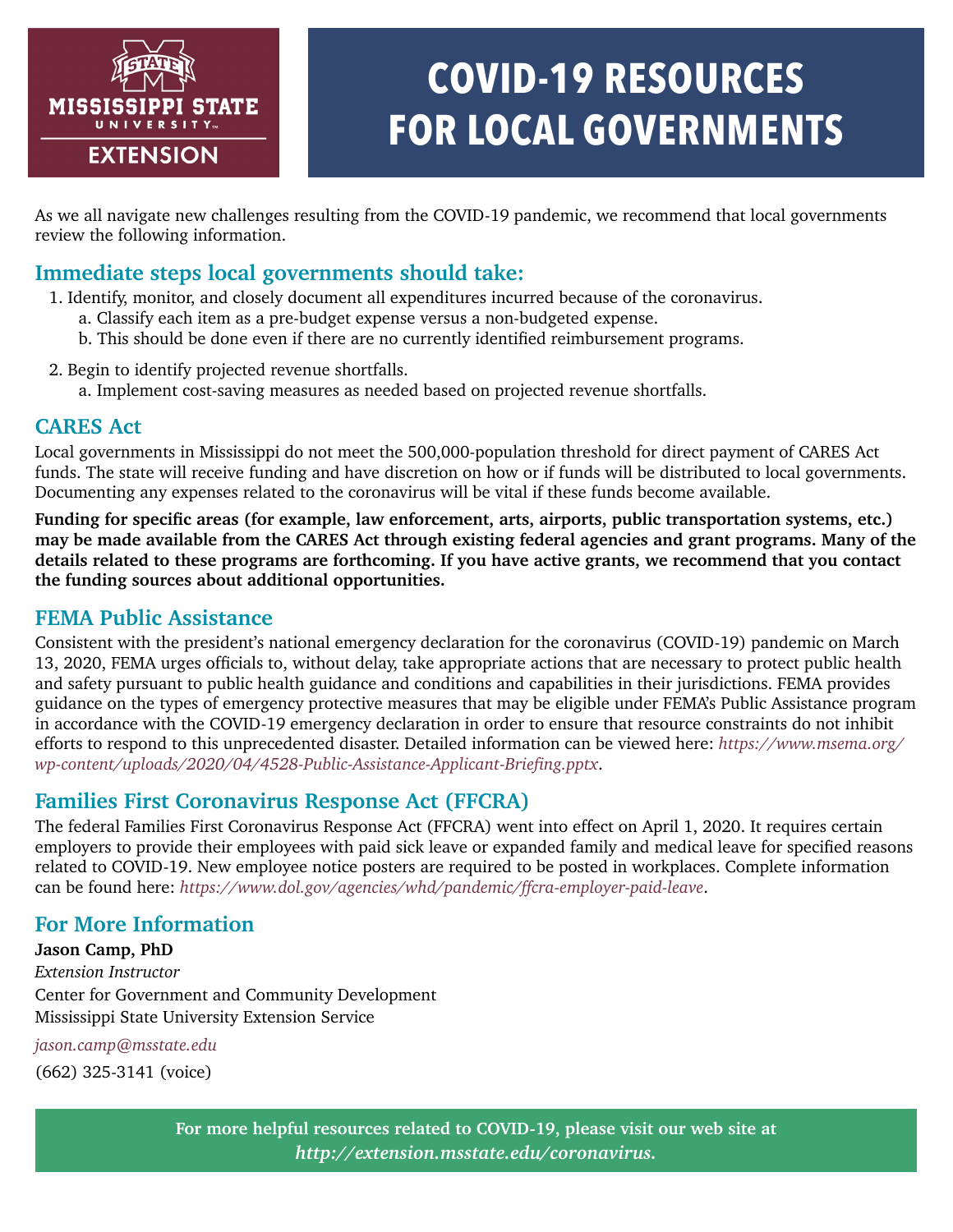Mississippi State University Extension

# COVID-19 RESOURCES FOR LOCAL GOVERNMENTS

As we all navigate new challenges resulting from the COVID-19 pandemic, we recommend that local governments review the following information.

## Immediate steps local governments should take:

1. Identify, monitor, and closely document all expenditures incurred because of the coronavirus.
   a. Classify each item as a pre-budget expense versus a non-budgeted expense.
   b. This should be done even if there are no currently identified reimbursement programs.
2. Begin to identify projected revenue shortfalls.
   a. Implement cost-saving measures as needed based on projected revenue shortfalls.

## CARES Act

Local governments in Mississippi do not meet the 500,000-population threshold for direct payment of CARES Act funds. The state will receive funding and have discretion on how or if funds will be distributed to local governments. Documenting any expenses related to the coronavirus will be vital if these funds become available.

**Funding for specific areas (for example, law enforcement, arts, airports, public transportation systems, etc.) may be made available from the CARES Act through existing federal agencies and grant programs. Many of the details related to these programs are forthcoming. If you have active grants, we recommend that you contact the funding sources about additional opportunities.**

## FEMA Public Assistance

Consistent with the president's national emergency declaration for the coronavirus (COVID-19) pandemic on March 13, 2020, FEMA urges officials to, without delay, take appropriate actions that are necessary to protect public health and safety pursuant to public health guidance and conditions and capabilities in their jurisdictions. FEMA provides guidance on the types of emergency protective measures that may be eligible under FEMA's Public Assistance program in accordance with the COVID-19 emergency declaration in order to ensure that resource constraints do not inhibit efforts to respond to this unprecedented disaster. Detailed information can be viewed here: *https://www.msema.org/wp-content/uploads/2020/04/4528-Public-Assistance-Applicant-Briefing.pptx*.

## Families First Coronavirus Response Act (FFCRA)

The federal Families First Coronavirus Response Act (FFCRA) went into effect on April 1, 2020. It requires certain employers to provide their employees with paid sick leave or expanded family and medical leave for specified reasons related to COVID-19. New employee notice posters are required to be posted in workplaces. Complete information can be found here: *https://www.dol.gov/agencies/whd/pandemic/ffcra-employer-paid-leave*.

## For More Information

**Jason Camp, PhD**
*Extension Instructor*
Center for Government and Community Development
Mississippi State University Extension Service

*jason.camp@msstate.edu*

(662) 325-3141 (voice)

**For more helpful resources related to COVID-19, please visit our web site at *http://extension.msstate.edu/coronavirus.***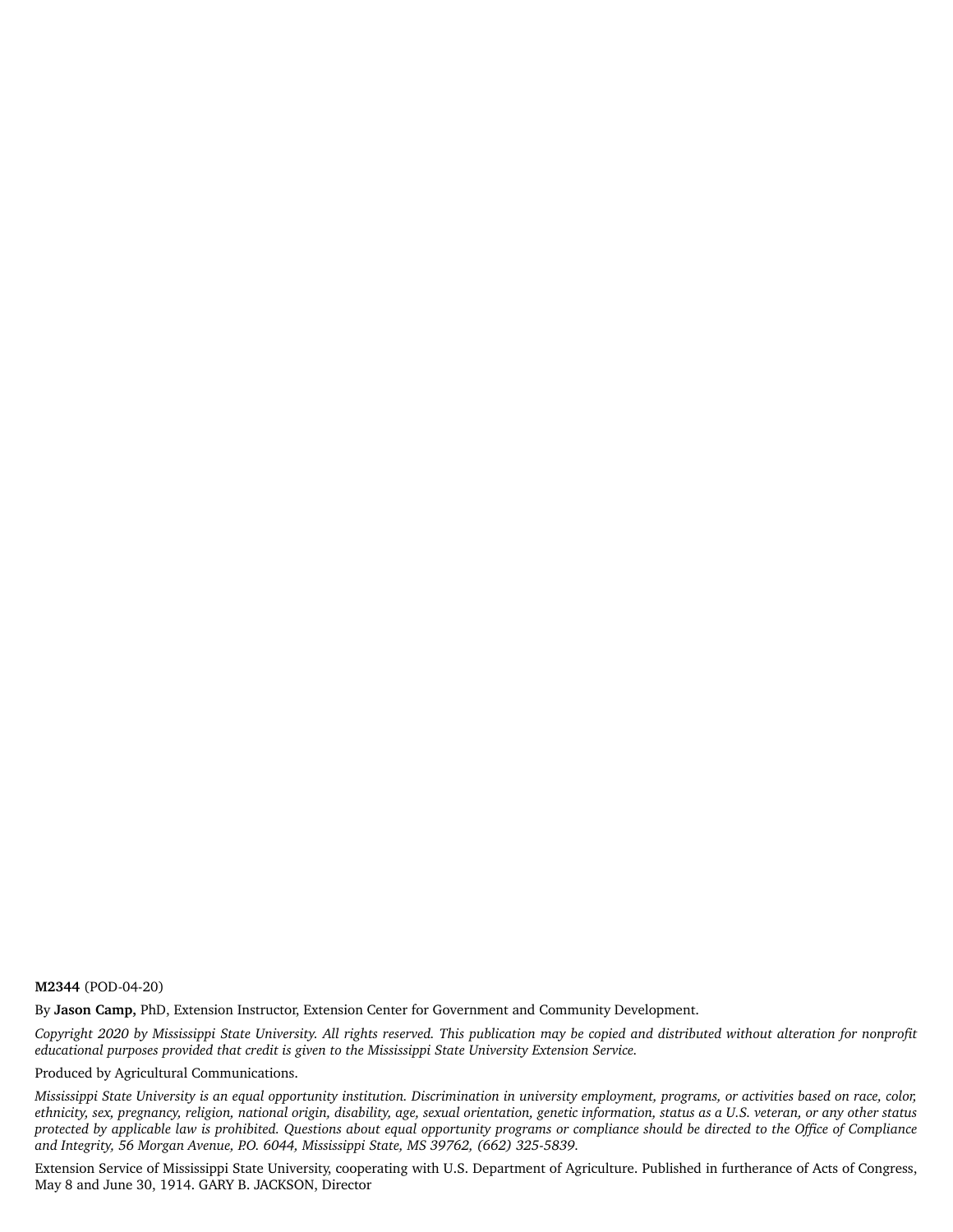**M2344** (POD-04-20)

By **Jason Camp,** PhD, Extension Instructor, Extension Center for Government and Community Development.

*Copyright 2020 by Mississippi State University. All rights reserved. This publication may be copied and distributed without alteration for nonprofit educational purposes provided that credit is given to the Mississippi State University Extension Service.*

Produced by Agricultural Communications.

*Mississippi State University is an equal opportunity institution. Discrimination in university employment, programs, or activities based on race, color, ethnicity, sex, pregnancy, religion, national origin, disability, age, sexual orientation, genetic information, status as a U.S. veteran, or any other status protected by applicable law is prohibited. Questions about equal opportunity programs or compliance should be directed to the Office of Compliance and Integrity, 56 Morgan Avenue, P.O. 6044, Mississippi State, MS 39762, (662) 325-5839.*

Extension Service of Mississippi State University, cooperating with U.S. Department of Agriculture. Published in furtherance of Acts of Congress, May 8 and June 30, 1914. GARY B. JACKSON, Director